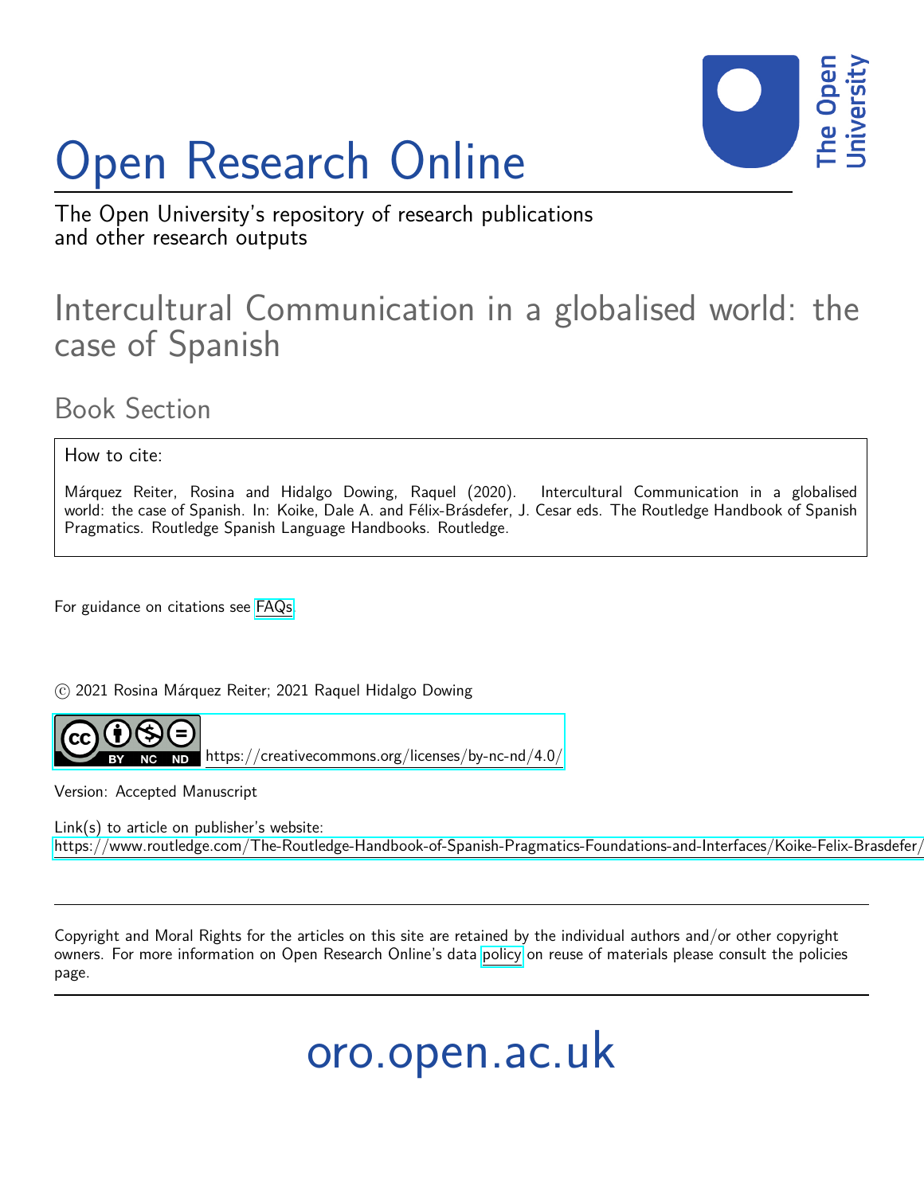# Open Research Online

The Open University's repository of research publications and other research outputs

## Intercultural Communication in a globalised world: the case of Spanish

### Book Section

How to cite:

Márquez Reiter, Rosina and Hidalgo Dowing, Raquel (2020). Intercultural Communication in a globalised world: the case of Spanish. In: Koike, Dale A. and Félix-Brásdefer, J. Cesar eds. The Routledge Handbook of Spanish Pragmatics. Routledge Spanish Language Handbooks. Routledge.

For guidance on citations see FAQs.

© 2021 Rosina Márquez Reiter; 2021 Raquel Hidalgo Dowing

https://creativecommons.org/licenses/by-nc-nd/4.0/

Version: Accepted Manuscript

Link(s) to article on publisher's website:
https://www.routledge.com/The-Routledge-Handbook-of-Spanish-Pragmatics-Foundations-and-Interfaces/Koike-Felix-Brasdefer/

Copyright and Moral Rights for the articles on this site are retained by the individual authors and/or other copyright owners. For more information on Open Research Online's data policy on reuse of materials please consult the policies page.

oro.open.ac.uk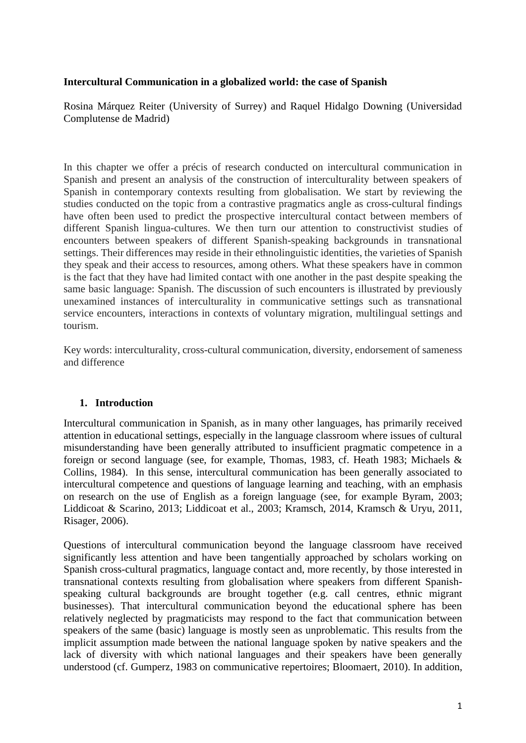**Intercultural Communication in a globalized world: the case of Spanish**

Rosina Márquez Reiter (University of Surrey) and Raquel Hidalgo Downing (Universidad Complutense de Madrid)

In this chapter we offer a précis of research conducted on intercultural communication in Spanish and present an analysis of the construction of interculturality between speakers of Spanish in contemporary contexts resulting from globalisation. We start by reviewing the studies conducted on the topic from a contrastive pragmatics angle as cross-cultural findings have often been used to predict the prospective intercultural contact between members of different Spanish lingua-cultures. We then turn our attention to constructivist studies of encounters between speakers of different Spanish-speaking backgrounds in transnational settings. Their differences may reside in their ethnolinguistic identities, the varieties of Spanish they speak and their access to resources, among others. What these speakers have in common is the fact that they have had limited contact with one another in the past despite speaking the same basic language: Spanish. The discussion of such encounters is illustrated by previously unexamined instances of interculturality in communicative settings such as transnational service encounters, interactions in contexts of voluntary migration, multilingual settings and tourism.

Key words: interculturality, cross-cultural communication, diversity, endorsement of sameness and difference

## 1. Introduction

Intercultural communication in Spanish, as in many other languages, has primarily received attention in educational settings, especially in the language classroom where issues of cultural misunderstanding have been generally attributed to insufficient pragmatic competence in a foreign or second language (see, for example, Thomas, 1983, cf. Heath 1983; Michaels & Collins, 1984). In this sense, intercultural communication has been generally associated to intercultural competence and questions of language learning and teaching, with an emphasis on research on the use of English as a foreign language (see, for example Byram, 2003; Liddicoat & Scarino, 2013; Liddicoat et al., 2003; Kramsch, 2014, Kramsch & Uryu, 2011, Risager, 2006).

Questions of intercultural communication beyond the language classroom have received significantly less attention and have been tangentially approached by scholars working on Spanish cross-cultural pragmatics, language contact and, more recently, by those interested in transnational contexts resulting from globalisation where speakers from different Spanish-speaking cultural backgrounds are brought together (e.g. call centres, ethnic migrant businesses). That intercultural communication beyond the educational sphere has been relatively neglected by pragmaticists may respond to the fact that communication between speakers of the same (basic) language is mostly seen as unproblematic. This results from the implicit assumption made between the national language spoken by native speakers and the lack of diversity with which national languages and their speakers have been generally understood (cf. Gumperz, 1983 on communicative repertoires; Bloomaert, 2010). In addition,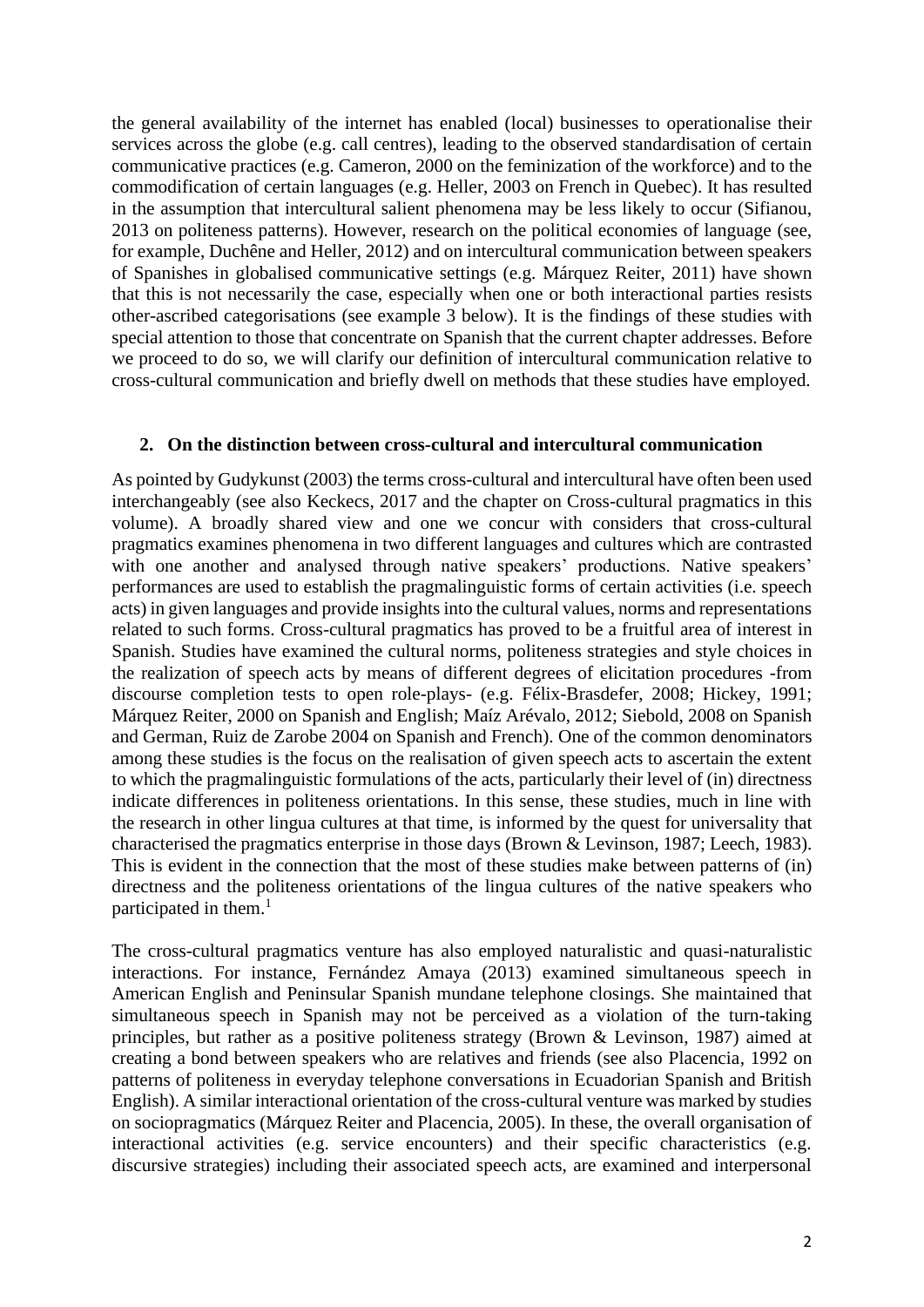the general availability of the internet has enabled (local) businesses to operationalise their services across the globe (e.g. call centres), leading to the observed standardisation of certain communicative practices (e.g. Cameron, 2000 on the feminization of the workforce) and to the commodification of certain languages (e.g. Heller, 2003 on French in Quebec). It has resulted in the assumption that intercultural salient phenomena may be less likely to occur (Sifianou, 2013 on politeness patterns). However, research on the political economies of language (see, for example, Duchêne and Heller, 2012) and on intercultural communication between speakers of Spanishes in globalised communicative settings (e.g. Márquez Reiter, 2011) have shown that this is not necessarily the case, especially when one or both interactional parties resists other-ascribed categorisations (see example 3 below). It is the findings of these studies with special attention to those that concentrate on Spanish that the current chapter addresses. Before we proceed to do so, we will clarify our definition of intercultural communication relative to cross-cultural communication and briefly dwell on methods that these studies have employed.

## 2. On the distinction between cross-cultural and intercultural communication

As pointed by Gudykunst (2003) the terms cross-cultural and intercultural have often been used interchangeably (see also Keckecs, 2017 and the chapter on Cross-cultural pragmatics in this volume). A broadly shared view and one we concur with considers that cross-cultural pragmatics examines phenomena in two different languages and cultures which are contrasted with one another and analysed through native speakers' productions. Native speakers' performances are used to establish the pragmalinguistic forms of certain activities (i.e. speech acts) in given languages and provide insights into the cultural values, norms and representations related to such forms. Cross-cultural pragmatics has proved to be a fruitful area of interest in Spanish. Studies have examined the cultural norms, politeness strategies and style choices in the realization of speech acts by means of different degrees of elicitation procedures -from discourse completion tests to open role-plays- (e.g. Félix-Brasdefer, 2008; Hickey, 1991; Márquez Reiter, 2000 on Spanish and English; Maíz Arévalo, 2012; Siebold, 2008 on Spanish and German, Ruiz de Zarobe 2004 on Spanish and French). One of the common denominators among these studies is the focus on the realisation of given speech acts to ascertain the extent to which the pragmalinguistic formulations of the acts, particularly their level of (in) directness indicate differences in politeness orientations. In this sense, these studies, much in line with the research in other lingua cultures at that time, is informed by the quest for universality that characterised the pragmatics enterprise in those days (Brown & Levinson, 1987; Leech, 1983). This is evident in the connection that the most of these studies make between patterns of (in) directness and the politeness orientations of the lingua cultures of the native speakers who participated in them.[1]

The cross-cultural pragmatics venture has also employed naturalistic and quasi-naturalistic interactions. For instance, Fernández Amaya (2013) examined simultaneous speech in American English and Peninsular Spanish mundane telephone closings. She maintained that simultaneous speech in Spanish may not be perceived as a violation of the turn-taking principles, but rather as a positive politeness strategy (Brown & Levinson, 1987) aimed at creating a bond between speakers who are relatives and friends (see also Placencia, 1992 on patterns of politeness in everyday telephone conversations in Ecuadorian Spanish and British English). A similar interactional orientation of the cross-cultural venture was marked by studies on sociopragmatics (Márquez Reiter and Placencia, 2005). In these, the overall organisation of interactional activities (e.g. service encounters) and their specific characteristics (e.g. discursive strategies) including their associated speech acts, are examined and interpersonal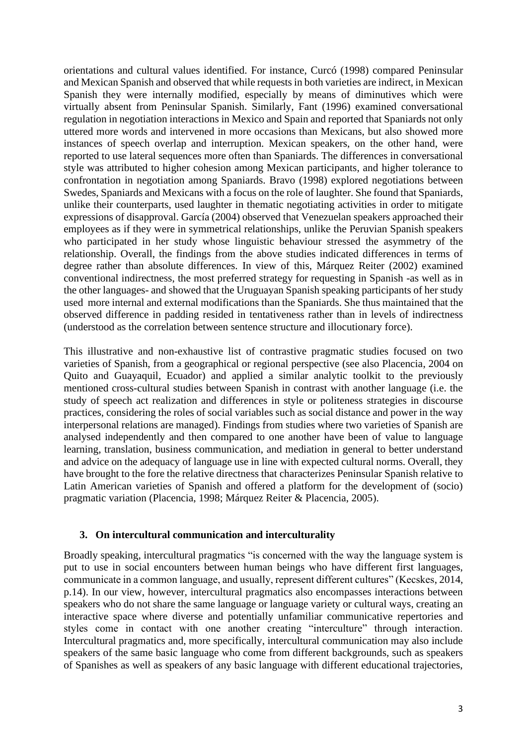orientations and cultural values identified. For instance, Curcó (1998) compared Peninsular and Mexican Spanish and observed that while requests in both varieties are indirect, in Mexican Spanish they were internally modified, especially by means of diminutives which were virtually absent from Peninsular Spanish. Similarly, Fant (1996) examined conversational regulation in negotiation interactions in Mexico and Spain and reported that Spaniards not only uttered more words and intervened in more occasions than Mexicans, but also showed more instances of speech overlap and interruption. Mexican speakers, on the other hand, were reported to use lateral sequences more often than Spaniards. The differences in conversational style was attributed to higher cohesion among Mexican participants, and higher tolerance to confrontation in negotiation among Spaniards. Bravo (1998) explored negotiations between Swedes, Spaniards and Mexicans with a focus on the role of laughter. She found that Spaniards, unlike their counterparts, used laughter in thematic negotiating activities in order to mitigate expressions of disapproval. García (2004) observed that Venezuelan speakers approached their employees as if they were in symmetrical relationships, unlike the Peruvian Spanish speakers who participated in her study whose linguistic behaviour stressed the asymmetry of the relationship. Overall, the findings from the above studies indicated differences in terms of degree rather than absolute differences. In view of this, Márquez Reiter (2002) examined conventional indirectness, the most preferred strategy for requesting in Spanish -as well as in the other languages- and showed that the Uruguayan Spanish speaking participants of her study used more internal and external modifications than the Spaniards. She thus maintained that the observed difference in padding resided in tentativeness rather than in levels of indirectness (understood as the correlation between sentence structure and illocutionary force).

This illustrative and non-exhaustive list of contrastive pragmatic studies focused on two varieties of Spanish, from a geographical or regional perspective (see also Placencia, 2004 on Quito and Guayaquil, Ecuador) and applied a similar analytic toolkit to the previously mentioned cross-cultural studies between Spanish in contrast with another language (i.e. the study of speech act realization and differences in style or politeness strategies in discourse practices, considering the roles of social variables such as social distance and power in the way interpersonal relations are managed). Findings from studies where two varieties of Spanish are analysed independently and then compared to one another have been of value to language learning, translation, business communication, and mediation in general to better understand and advice on the adequacy of language use in line with expected cultural norms. Overall, they have brought to the fore the relative directness that characterizes Peninsular Spanish relative to Latin American varieties of Spanish and offered a platform for the development of (socio) pragmatic variation (Placencia, 1998; Márquez Reiter & Placencia, 2005).

## 3. On intercultural communication and interculturality

Broadly speaking, intercultural pragmatics "is concerned with the way the language system is put to use in social encounters between human beings who have different first languages, communicate in a common language, and usually, represent different cultures" (Kecskes, 2014, p.14). In our view, however, intercultural pragmatics also encompasses interactions between speakers who do not share the same language or language variety or cultural ways, creating an interactive space where diverse and potentially unfamiliar communicative repertories and styles come in contact with one another creating "interculture" through interaction. Intercultural pragmatics and, more specifically, intercultural communication may also include speakers of the same basic language who come from different backgrounds, such as speakers of Spanishes as well as speakers of any basic language with different educational trajectories,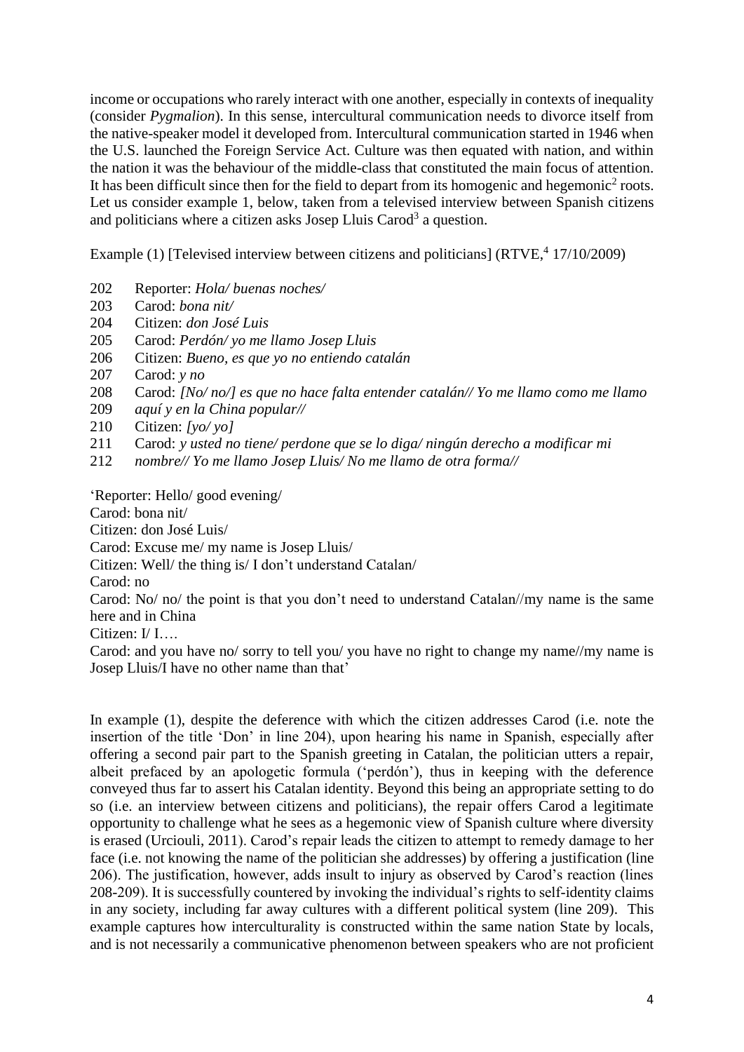income or occupations who rarely interact with one another, especially in contexts of inequality (consider *Pygmalion*). In this sense, intercultural communication needs to divorce itself from the native-speaker model it developed from. Intercultural communication started in 1946 when the U.S. launched the Foreign Service Act. Culture was then equated with nation, and within the nation it was the behaviour of the middle-class that constituted the main focus of attention. It has been difficult since then for the field to depart from its homogenic and hegemonic[2] roots. Let us consider example 1, below, taken from a televised interview between Spanish citizens and politicians where a citizen asks Josep Lluis Carod[3] a question.

Example (1) [Televised interview between citizens and politicians] (RTVE,[4] 17/10/2009)

202 Reporter: *Hola/ buenas noches/*
203 Carod: *bona nit/*
204 Citizen: *don José Luis*
205 Carod: *Perdón/ yo me llamo Josep Lluis*
206 Citizen: *Bueno, es que yo no entiendo catalán*
207 Carod: *y no*
208 Carod: *[No/ no/] es que no hace falta entender catalán// Yo me llamo como me llamo*
209 *aquí y en la China popular//*
210 Citizen: *[yo/ yo]*
211 Carod: *y usted no tiene/ perdone que se lo diga/ ningún derecho a modificar mi*
212 *nombre// Yo me llamo Josep Lluis/ No me llamo de otra forma//*

'Reporter: Hello/ good evening/
Carod: bona nit/
Citizen: don José Luis/
Carod: Excuse me/ my name is Josep Lluis/
Citizen: Well/ the thing is/ I don't understand Catalan/
Carod: no
Carod: No/ no/ the point is that you don't need to understand Catalan//my name is the same here and in China
Citizen: I/ I….
Carod: and you have no/ sorry to tell you/ you have no right to change my name//my name is Josep Lluis/I have no other name than that'

In example (1), despite the deference with which the citizen addresses Carod (i.e. note the insertion of the title 'Don' in line 204), upon hearing his name in Spanish, especially after offering a second pair part to the Spanish greeting in Catalan, the politician utters a repair, albeit prefaced by an apologetic formula ('perdón'), thus in keeping with the deference conveyed thus far to assert his Catalan identity. Beyond this being an appropriate setting to do so (i.e. an interview between citizens and politicians), the repair offers Carod a legitimate opportunity to challenge what he sees as a hegemonic view of Spanish culture where diversity is erased (Urciouli, 2011). Carod's repair leads the citizen to attempt to remedy damage to her face (i.e. not knowing the name of the politician she addresses) by offering a justification (line 206). The justification, however, adds insult to injury as observed by Carod's reaction (lines 208-209). It is successfully countered by invoking the individual's rights to self-identity claims in any society, including far away cultures with a different political system (line 209). This example captures how interculturality is constructed within the same nation State by locals, and is not necessarily a communicative phenomenon between speakers who are not proficient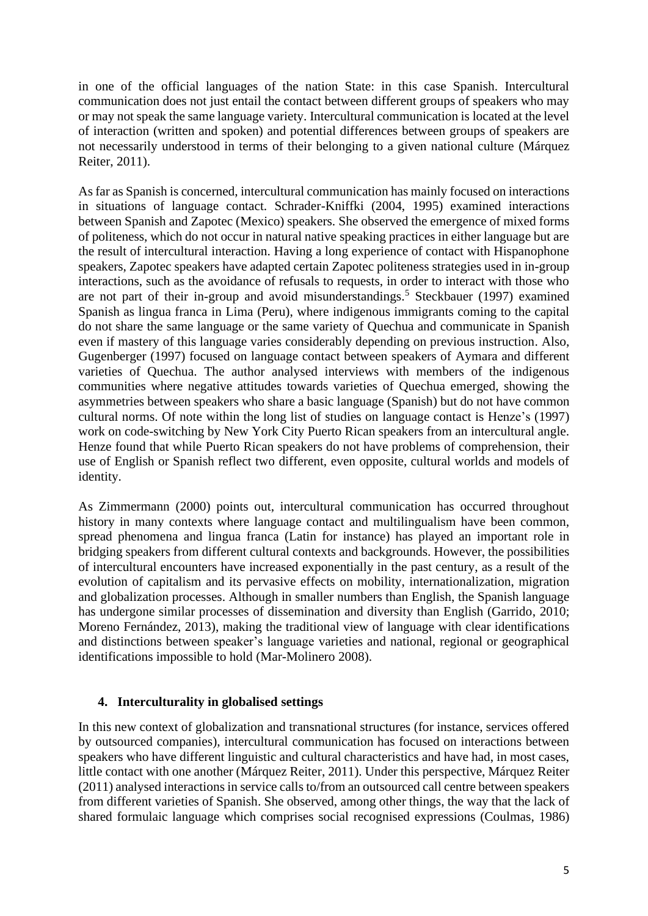in one of the official languages of the nation State: in this case Spanish. Intercultural communication does not just entail the contact between different groups of speakers who may or may not speak the same language variety. Intercultural communication is located at the level of interaction (written and spoken) and potential differences between groups of speakers are not necessarily understood in terms of their belonging to a given national culture (Márquez Reiter, 2011).

As far as Spanish is concerned, intercultural communication has mainly focused on interactions in situations of language contact. Schrader-Kniffki (2004, 1995) examined interactions between Spanish and Zapotec (Mexico) speakers. She observed the emergence of mixed forms of politeness, which do not occur in natural native speaking practices in either language but are the result of intercultural interaction. Having a long experience of contact with Hispanophone speakers, Zapotec speakers have adapted certain Zapotec politeness strategies used in in-group interactions, such as the avoidance of refusals to requests, in order to interact with those who are not part of their in-group and avoid misunderstandings.[5] Steckbauer (1997) examined Spanish as lingua franca in Lima (Peru), where indigenous immigrants coming to the capital do not share the same language or the same variety of Quechua and communicate in Spanish even if mastery of this language varies considerably depending on previous instruction. Also, Gugenberger (1997) focused on language contact between speakers of Aymara and different varieties of Quechua. The author analysed interviews with members of the indigenous communities where negative attitudes towards varieties of Quechua emerged, showing the asymmetries between speakers who share a basic language (Spanish) but do not have common cultural norms. Of note within the long list of studies on language contact is Henze's (1997) work on code-switching by New York City Puerto Rican speakers from an intercultural angle. Henze found that while Puerto Rican speakers do not have problems of comprehension, their use of English or Spanish reflect two different, even opposite, cultural worlds and models of identity.

As Zimmermann (2000) points out, intercultural communication has occurred throughout history in many contexts where language contact and multilingualism have been common, spread phenomena and lingua franca (Latin for instance) has played an important role in bridging speakers from different cultural contexts and backgrounds. However, the possibilities of intercultural encounters have increased exponentially in the past century, as a result of the evolution of capitalism and its pervasive effects on mobility, internationalization, migration and globalization processes. Although in smaller numbers than English, the Spanish language has undergone similar processes of dissemination and diversity than English (Garrido, 2010; Moreno Fernández, 2013), making the traditional view of language with clear identifications and distinctions between speaker's language varieties and national, regional or geographical identifications impossible to hold (Mar-Molinero 2008).

## 4. Interculturality in globalised settings

In this new context of globalization and transnational structures (for instance, services offered by outsourced companies), intercultural communication has focused on interactions between speakers who have different linguistic and cultural characteristics and have had, in most cases, little contact with one another (Márquez Reiter, 2011). Under this perspective, Márquez Reiter (2011) analysed interactions in service calls to/from an outsourced call centre between speakers from different varieties of Spanish. She observed, among other things, the way that the lack of shared formulaic language which comprises social recognised expressions (Coulmas, 1986)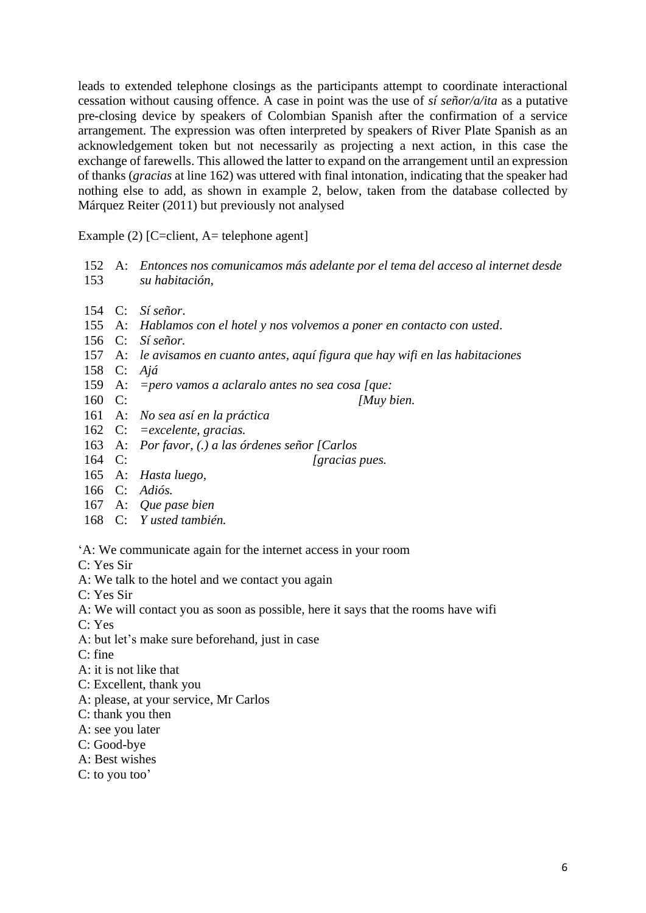leads to extended telephone closings as the participants attempt to coordinate interactional cessation without causing offence. A case in point was the use of *sí señor/a/ita* as a putative pre-closing device by speakers of Colombian Spanish after the confirmation of a service arrangement. The expression was often interpreted by speakers of River Plate Spanish as an acknowledgement token but not necessarily as projecting a next action, in this case the exchange of farewells. This allowed the latter to expand on the arrangement until an expression of thanks (*gracias* at line 162) was uttered with final intonation, indicating that the speaker had nothing else to add, as shown in example 2, below, taken from the database collected by Márquez Reiter (2011) but previously not analysed

Example (2) [C=client, A= telephone agent]

```
152  A:  Entonces nos comunicamos más adelante por el tema del acceso al internet desde
153      su habitación,

154  C:  Sí señor.
155  A:  Hablamos con el hotel y nos volvemos a poner en contacto con usted.
156  C:  Sí señor.
157  A:  le avisamos en cuanto antes, aquí figura que hay wifi en las habitaciones
158  C:  Ajá
159  A:  =pero vamos a aclaralo antes no sea cosa [que:
160  C:                                            [Muy bien.
161  A:  No sea así en la práctica
162  C:  =excelente, gracias.
163  A:  Por favor, (.) a las órdenes señor [Carlos
164  C:                                      [gracias pues.
165  A:  Hasta luego,
166  C:  Adiós.
167  A:  Que pase bien
168  C:  Y usted también.
```

'A: We communicate again for the internet access in your room
C: Yes Sir
A: We talk to the hotel and we contact you again
C: Yes Sir
A: We will contact you as soon as possible, here it says that the rooms have wifi
C: Yes
A: but let's make sure beforehand, just in case
C: fine
A: it is not like that
C: Excellent, thank you
A: please, at your service, Mr Carlos
C: thank you then
A: see you later
C: Good-bye
A: Best wishes
C: to you too'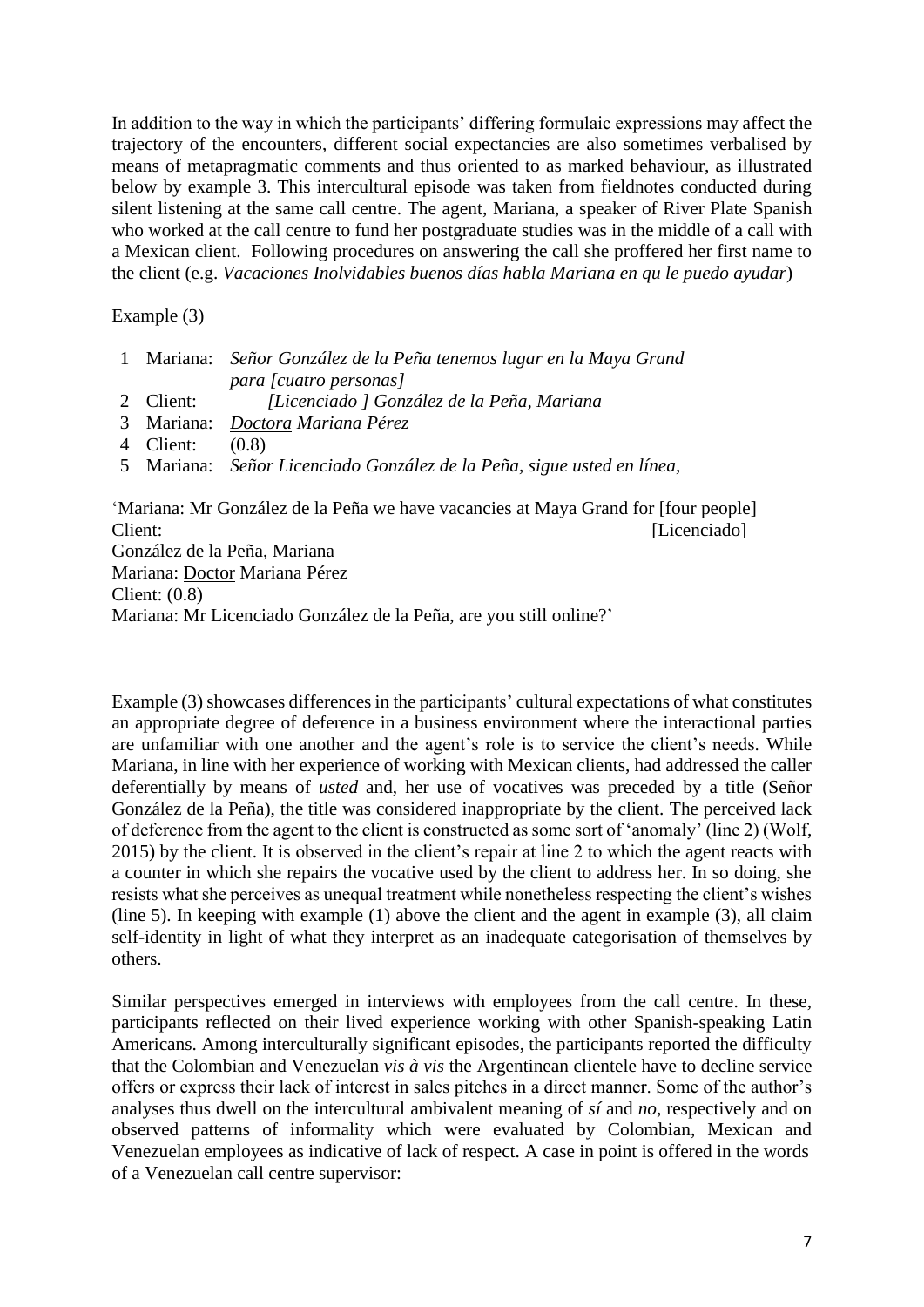In addition to the way in which the participants' differing formulaic expressions may affect the trajectory of the encounters, different social expectancies are also sometimes verbalised by means of metapragmatic comments and thus oriented to as marked behaviour, as illustrated below by example 3. This intercultural episode was taken from fieldnotes conducted during silent listening at the same call centre. The agent, Mariana, a speaker of River Plate Spanish who worked at the call centre to fund her postgraduate studies was in the middle of a call with a Mexican client. Following procedures on answering the call she proffered her first name to the client (e.g. *Vacaciones Inolvidables buenos días habla Mariana en qu le puedo ayudar*)

Example (3)

1 Mariana: *Señor González de la Peña tenemos lugar en la Maya Grand para [cuatro personas]*
2 Client: *[Licenciado ] González de la Peña, Mariana*
3 Mariana: *Doctora Mariana Pérez*
4 Client: (0.8)
5 Mariana: *Señor Licenciado González de la Peña, sigue usted en línea,*

'Mariana: Mr González de la Peña we have vacancies at Maya Grand for [four people]
Client: [Licenciado] González de la Peña, Mariana
Mariana: Doctor Mariana Pérez
Client: (0.8)
Mariana: Mr Licenciado González de la Peña, are you still online?'

Example (3) showcases differences in the participants' cultural expectations of what constitutes an appropriate degree of deference in a business environment where the interactional parties are unfamiliar with one another and the agent's role is to service the client's needs. While Mariana, in line with her experience of working with Mexican clients, had addressed the caller deferentially by means of *usted* and, her use of vocatives was preceded by a title (Señor González de la Peña), the title was considered inappropriate by the client. The perceived lack of deference from the agent to the client is constructed as some sort of 'anomaly' (line 2) (Wolf, 2015) by the client. It is observed in the client's repair at line 2 to which the agent reacts with a counter in which she repairs the vocative used by the client to address her. In so doing, she resists what she perceives as unequal treatment while nonetheless respecting the client's wishes (line 5). In keeping with example (1) above the client and the agent in example (3), all claim self-identity in light of what they interpret as an inadequate categorisation of themselves by others.

Similar perspectives emerged in interviews with employees from the call centre. In these, participants reflected on their lived experience working with other Spanish-speaking Latin Americans. Among interculturally significant episodes, the participants reported the difficulty that the Colombian and Venezuelan *vis à vis* the Argentinean clientele have to decline service offers or express their lack of interest in sales pitches in a direct manner. Some of the author's analyses thus dwell on the intercultural ambivalent meaning of *sí* and *no*, respectively and on observed patterns of informality which were evaluated by Colombian, Mexican and Venezuelan employees as indicative of lack of respect. A case in point is offered in the words of a Venezuelan call centre supervisor: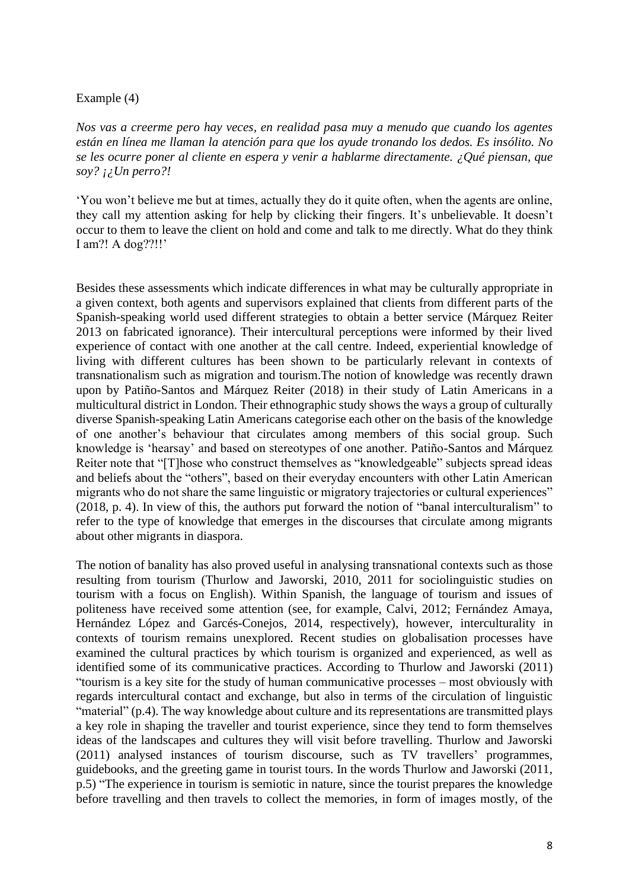Example (4)

*Nos vas a creerme pero hay veces, en realidad pasa muy a menudo que cuando los agentes están en línea me llaman la atención para que los ayude tronando los dedos. Es insólito. No se les ocurre poner al cliente en espera y venir a hablarme directamente. ¿Qué piensan, que soy? ¡¿Un perro?!*

'You won't believe me but at times, actually they do it quite often, when the agents are online, they call my attention asking for help by clicking their fingers. It's unbelievable. It doesn't occur to them to leave the client on hold and come and talk to me directly. What do they think I am?! A dog??!!'

Besides these assessments which indicate differences in what may be culturally appropriate in a given context, both agents and supervisors explained that clients from different parts of the Spanish-speaking world used different strategies to obtain a better service (Márquez Reiter 2013 on fabricated ignorance). Their intercultural perceptions were informed by their lived experience of contact with one another at the call centre. Indeed, experiential knowledge of living with different cultures has been shown to be particularly relevant in contexts of transnationalism such as migration and tourism.The notion of knowledge was recently drawn upon by Patiño-Santos and Márquez Reiter (2018) in their study of Latin Americans in a multicultural district in London. Their ethnographic study shows the ways a group of culturally diverse Spanish-speaking Latin Americans categorise each other on the basis of the knowledge of one another's behaviour that circulates among members of this social group. Such knowledge is 'hearsay' and based on stereotypes of one another. Patiño-Santos and Márquez Reiter note that "[T]hose who construct themselves as "knowledgeable" subjects spread ideas and beliefs about the "others", based on their everyday encounters with other Latin American migrants who do not share the same linguistic or migratory trajectories or cultural experiences" (2018, p. 4). In view of this, the authors put forward the notion of "banal interculturalism" to refer to the type of knowledge that emerges in the discourses that circulate among migrants about other migrants in diaspora.

The notion of banality has also proved useful in analysing transnational contexts such as those resulting from tourism (Thurlow and Jaworski, 2010, 2011 for sociolinguistic studies on tourism with a focus on English). Within Spanish, the language of tourism and issues of politeness have received some attention (see, for example, Calvi, 2012; Fernández Amaya, Hernández López and Garcés-Conejos, 2014, respectively), however, interculturality in contexts of tourism remains unexplored. Recent studies on globalisation processes have examined the cultural practices by which tourism is organized and experienced, as well as identified some of its communicative practices. According to Thurlow and Jaworski (2011) "tourism is a key site for the study of human communicative processes – most obviously with regards intercultural contact and exchange, but also in terms of the circulation of linguistic "material" (p.4). The way knowledge about culture and its representations are transmitted plays a key role in shaping the traveller and tourist experience, since they tend to form themselves ideas of the landscapes and cultures they will visit before travelling. Thurlow and Jaworski (2011) analysed instances of tourism discourse, such as TV travellers' programmes, guidebooks, and the greeting game in tourist tours. In the words Thurlow and Jaworski (2011, p.5) "The experience in tourism is semiotic in nature, since the tourist prepares the knowledge before travelling and then travels to collect the memories, in form of images mostly, of the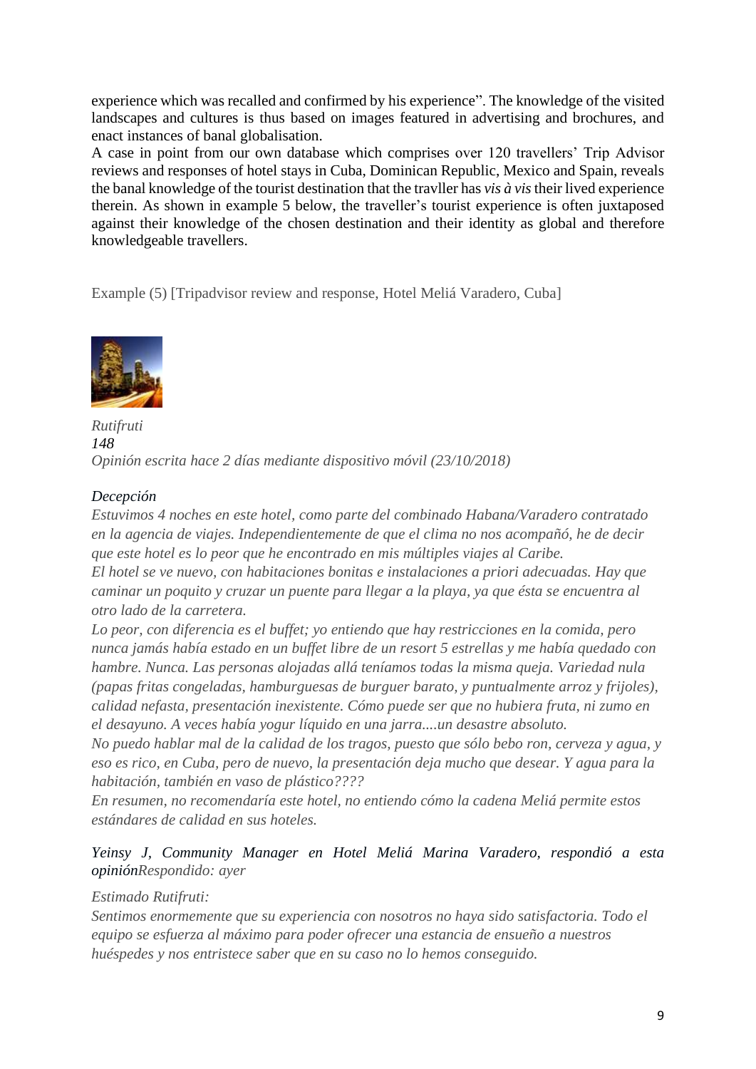experience which was recalled and confirmed by his experience". The knowledge of the visited landscapes and cultures is thus based on images featured in advertising and brochures, and enact instances of banal globalisation.

A case in point from our own database which comprises over 120 travellers' Trip Advisor reviews and responses of hotel stays in Cuba, Dominican Republic, Mexico and Spain, reveals the banal knowledge of the tourist destination that the travller has *vis à vis* their lived experience therein. As shown in example 5 below, the traveller's tourist experience is often juxtaposed against their knowledge of the chosen destination and their identity as global and therefore knowledgeable travellers.

Example (5) [Tripadvisor review and response, Hotel Meliá Varadero, Cuba]

*Rutifruti*
*148*
*Opinión escrita hace 2 días mediante dispositivo móvil (23/10/2018)*

*Decepción*
*Estuvimos 4 noches en este hotel, como parte del combinado Habana/Varadero contratado en la agencia de viajes. Independientemente de que el clima no nos acompañó, he de decir que este hotel es lo peor que he encontrado en mis múltiples viajes al Caribe.*
*El hotel se ve nuevo, con habitaciones bonitas e instalaciones a priori adecuadas. Hay que caminar un poquito y cruzar un puente para llegar a la playa, ya que ésta se encuentra al otro lado de la carretera.*
*Lo peor, con diferencia es el buffet; yo entiendo que hay restricciones en la comida, pero nunca jamás había estado en un buffet libre de un resort 5 estrellas y me había quedado con hambre. Nunca. Las personas alojadas allá teníamos todas la misma queja. Variedad nula (papas fritas congeladas, hamburguesas de burguer barato, y puntualmente arroz y frijoles), calidad nefasta, presentación inexistente. Cómo puede ser que no hubiera fruta, ni zumo en el desayuno. A veces había yogur líquido en una jarra....un desastre absoluto.*
*No puedo hablar mal de la calidad de los tragos, puesto que sólo bebo ron, cerveza y agua, y eso es rico, en Cuba, pero de nuevo, la presentación deja mucho que desear. Y agua para la habitación, también en vaso de plástico????*
*En resumen, no recomendaría este hotel, no entiendo cómo la cadena Meliá permite estos estándares de calidad en sus hoteles.*

*Yeinsy J, Community Manager en Hotel Meliá Marina Varadero, respondió a esta opiniónRespondido: ayer*

*Estimado Rutifruti:*
*Sentimos enormemente que su experiencia con nosotros no haya sido satisfactoria. Todo el equipo se esfuerza al máximo para poder ofrecer una estancia de ensueño a nuestros huéspedes y nos entristece saber que en su caso no lo hemos conseguido.*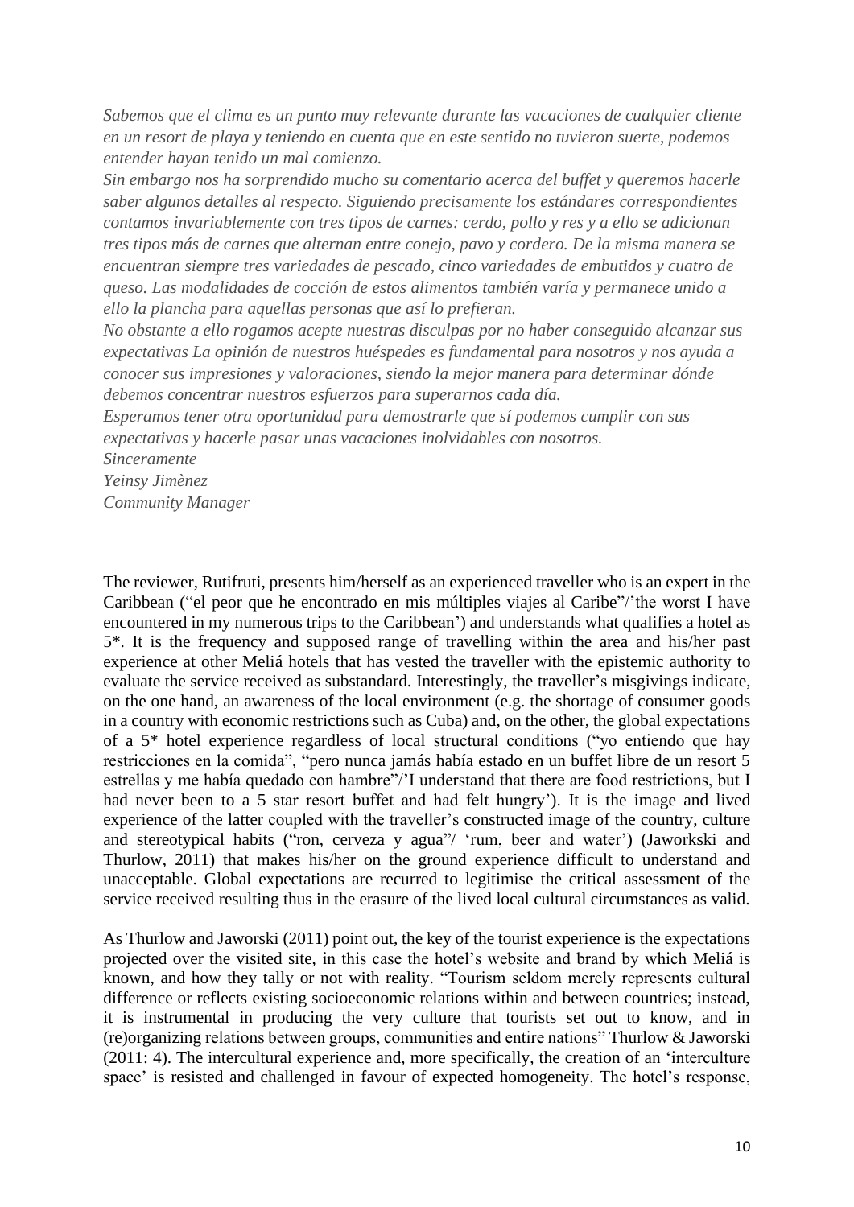*Sabemos que el clima es un punto muy relevante durante las vacaciones de cualquier cliente en un resort de playa y teniendo en cuenta que en este sentido no tuvieron suerte, podemos entender hayan tenido un mal comienzo.*
*Sin embargo nos ha sorprendido mucho su comentario acerca del buffet y queremos hacerle saber algunos detalles al respecto. Siguiendo precisamente los estándares correspondientes contamos invariablemente con tres tipos de carnes: cerdo, pollo y res y a ello se adicionan tres tipos más de carnes que alternan entre conejo, pavo y cordero. De la misma manera se encuentran siempre tres variedades de pescado, cinco variedades de embutidos y cuatro de queso. Las modalidades de cocción de estos alimentos también varía y permanece unido a ello la plancha para aquellas personas que así lo prefieran.*
*No obstante a ello rogamos acepte nuestras disculpas por no haber conseguido alcanzar sus expectativas La opinión de nuestros huéspedes es fundamental para nosotros y nos ayuda a conocer sus impresiones y valoraciones, siendo la mejor manera para determinar dónde debemos concentrar nuestros esfuerzos para superarnos cada día.*
*Esperamos tener otra oportunidad para demostrarle que sí podemos cumplir con sus expectativas y hacerle pasar unas vacaciones inolvidables con nosotros.*
*Sinceramente*
*Yeinsy Jimènez*
*Community Manager*

The reviewer, Rutifruti, presents him/herself as an experienced traveller who is an expert in the Caribbean ("el peor que he encontrado en mis múltiples viajes al Caribe"/'the worst I have encountered in my numerous trips to the Caribbean') and understands what qualifies a hotel as 5*. It is the frequency and supposed range of travelling within the area and his/her past experience at other Meliá hotels that has vested the traveller with the epistemic authority to evaluate the service received as substandard. Interestingly, the traveller's misgivings indicate, on the one hand, an awareness of the local environment (e.g. the shortage of consumer goods in a country with economic restrictions such as Cuba) and, on the other, the global expectations of a 5* hotel experience regardless of local structural conditions ("yo entiendo que hay restricciones en la comida", "pero nunca jamás había estado en un buffet libre de un resort 5 estrellas y me había quedado con hambre"/'I understand that there are food restrictions, but I had never been to a 5 star resort buffet and had felt hungry'). It is the image and lived experience of the latter coupled with the traveller's constructed image of the country, culture and stereotypical habits ("ron, cerveza y agua"/ 'rum, beer and water') (Jaworkski and Thurlow, 2011) that makes his/her on the ground experience difficult to understand and unacceptable. Global expectations are recurred to legitimise the critical assessment of the service received resulting thus in the erasure of the lived local cultural circumstances as valid.

As Thurlow and Jaworski (2011) point out, the key of the tourist experience is the expectations projected over the visited site, in this case the hotel's website and brand by which Meliá is known, and how they tally or not with reality. "Tourism seldom merely represents cultural difference or reflects existing socioeconomic relations within and between countries; instead, it is instrumental in producing the very culture that tourists set out to know, and in (re)organizing relations between groups, communities and entire nations" Thurlow & Jaworski (2011: 4). The intercultural experience and, more specifically, the creation of an 'interculture space' is resisted and challenged in favour of expected homogeneity. The hotel's response,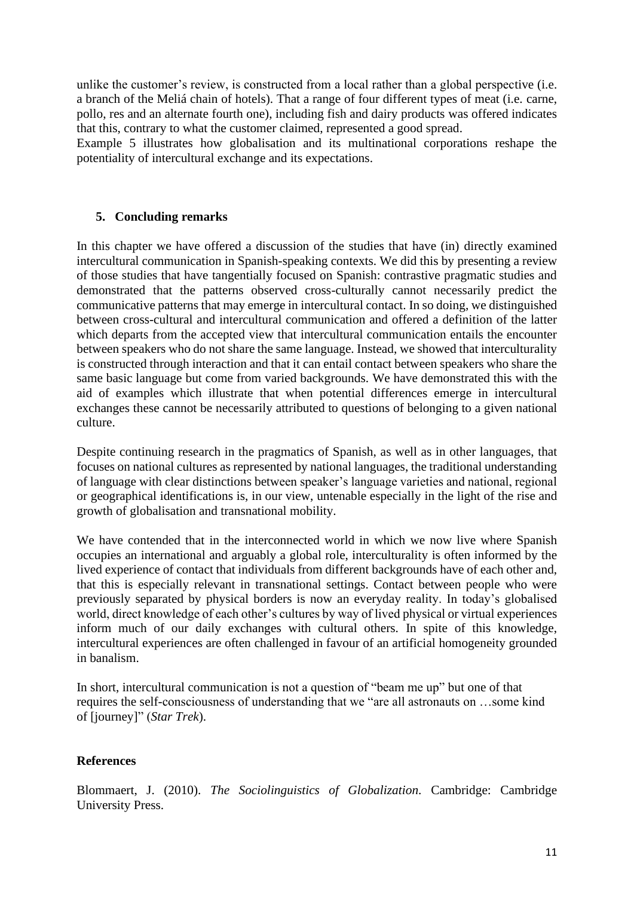unlike the customer's review, is constructed from a local rather than a global perspective (i.e. a branch of the Meliá chain of hotels). That a range of four different types of meat (i.e. carne, pollo, res and an alternate fourth one), including fish and dairy products was offered indicates that this, contrary to what the customer claimed, represented a good spread.
Example 5 illustrates how globalisation and its multinational corporations reshape the potentiality of intercultural exchange and its expectations.

## 5. Concluding remarks

In this chapter we have offered a discussion of the studies that have (in) directly examined intercultural communication in Spanish-speaking contexts. We did this by presenting a review of those studies that have tangentially focused on Spanish: contrastive pragmatic studies and demonstrated that the patterns observed cross-culturally cannot necessarily predict the communicative patterns that may emerge in intercultural contact. In so doing, we distinguished between cross-cultural and intercultural communication and offered a definition of the latter which departs from the accepted view that intercultural communication entails the encounter between speakers who do not share the same language. Instead, we showed that interculturality is constructed through interaction and that it can entail contact between speakers who share the same basic language but come from varied backgrounds. We have demonstrated this with the aid of examples which illustrate that when potential differences emerge in intercultural exchanges these cannot be necessarily attributed to questions of belonging to a given national culture.

Despite continuing research in the pragmatics of Spanish, as well as in other languages, that focuses on national cultures as represented by national languages, the traditional understanding of language with clear distinctions between speaker's language varieties and national, regional or geographical identifications is, in our view, untenable especially in the light of the rise and growth of globalisation and transnational mobility.

We have contended that in the interconnected world in which we now live where Spanish occupies an international and arguably a global role, interculturality is often informed by the lived experience of contact that individuals from different backgrounds have of each other and, that this is especially relevant in transnational settings. Contact between people who were previously separated by physical borders is now an everyday reality. In today's globalised world, direct knowledge of each other's cultures by way of lived physical or virtual experiences inform much of our daily exchanges with cultural others. In spite of this knowledge, intercultural experiences are often challenged in favour of an artificial homogeneity grounded in banalism.

In short, intercultural communication is not a question of "beam me up" but one of that requires the self-consciousness of understanding that we "are all astronauts on …some kind of [journey]" (*Star Trek*).

## References

Blommaert, J. (2010). *The Sociolinguistics of Globalization*. Cambridge: Cambridge University Press.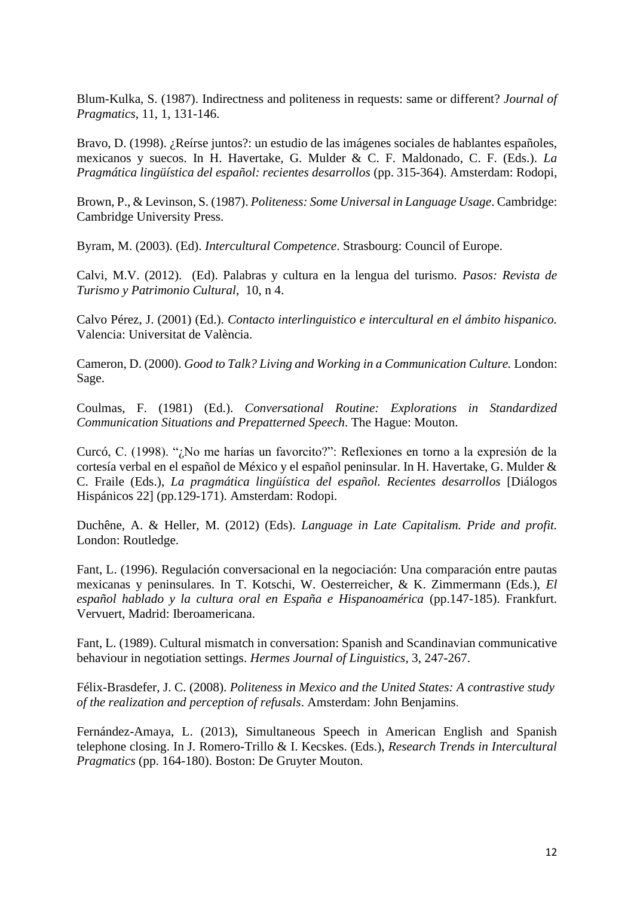Blum-Kulka, S. (1987). Indirectness and politeness in requests: same or different? *Journal of Pragmatics*, 11, 1, 131-146.

Bravo, D. (1998). ¿Reírse juntos?: un estudio de las imágenes sociales de hablantes españoles, mexicanos y suecos. In H. Havertake, G. Mulder & C. F. Maldonado, C. F. (Eds.). *La Pragmática lingüística del español: recientes desarrollos* (pp. 315-364). Amsterdam: Rodopi,

Brown, P., & Levinson, S. (1987). *Politeness: Some Universal in Language Usage*. Cambridge: Cambridge University Press.

Byram, M. (2003). (Ed). *Intercultural Competence*. Strasbourg: Council of Europe.

Calvi, M.V. (2012). (Ed). Palabras y cultura en la lengua del turismo. *Pasos: Revista de Turismo y Patrimonio Cultural*, 10, n 4.

Calvo Pérez, J. (2001) (Ed.). *Contacto interlinguistico e intercultural en el ámbito hispanico.* Valencia: Universitat de València.

Cameron, D. (2000). *Good to Talk? Living and Working in a Communication Culture.* London: Sage.

Coulmas, F. (1981) (Ed.). *Conversational Routine: Explorations in Standardized Communication Situations and Prepatterned Speech*. The Hague: Mouton.

Curcó, C. (1998). "¿No me harías un favorcito?": Reflexiones en torno a la expresión de la cortesía verbal en el español de México y el español peninsular. In H. Havertake, G. Mulder & C. Fraile (Eds.), *La pragmática lingüística del español. Recientes desarrollos* [Diálogos Hispánicos 22] (pp.129-171). Amsterdam: Rodopi.

Duchêne, A. & Heller, M. (2012) (Eds). *Language in Late Capitalism. Pride and profit.* London: Routledge.

Fant, L. (1996). Regulación conversacional en la negociación: Una comparación entre pautas mexicanas y peninsulares. In T. Kotschi, W. Oesterreicher, & K. Zimmermann (Eds.), *El español hablado y la cultura oral en España e Hispanoamérica* (pp.147-185). Frankfurt. Vervuert, Madrid: Iberoamericana.

Fant, L. (1989). Cultural mismatch in conversation: Spanish and Scandinavian communicative behaviour in negotiation settings. *Hermes Journal of Linguistics*, 3, 247-267.

Félix-Brasdefer, J. C. (2008). *Politeness in Mexico and the United States: A contrastive study of the realization and perception of refusals*. Amsterdam: John Benjamins.

Fernández-Amaya, L. (2013), Simultaneous Speech in American English and Spanish telephone closing. In J. Romero-Trillo & I. Kecskes. (Eds.), *Research Trends in Intercultural Pragmatics* (pp. 164-180). Boston: De Gruyter Mouton.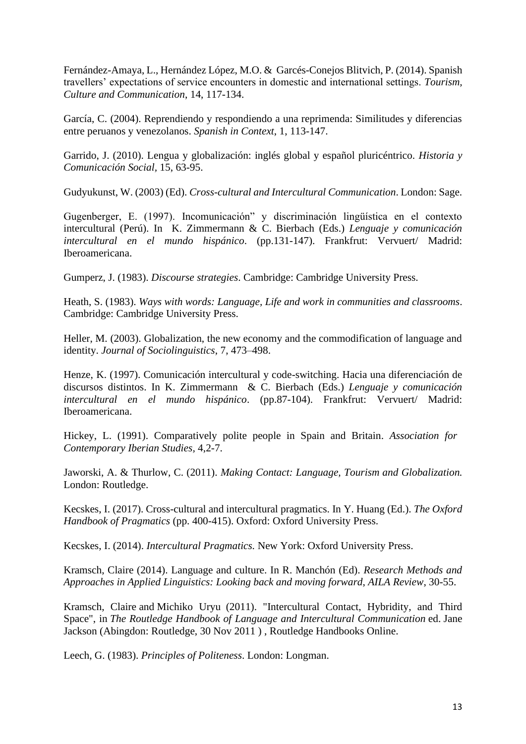Fernández-Amaya, L., Hernández López, M.O. & Garcés-Conejos Blitvich, P. (2014). Spanish travellers' expectations of service encounters in domestic and international settings. *Tourism, Culture and Communication*, 14, 117-134.

García, C. (2004). Reprendiendo y respondiendo a una reprimenda: Similitudes y diferencias entre peruanos y venezolanos. *Spanish in Context*, 1, 113-147.

Garrido, J. (2010). Lengua y globalización: inglés global y español pluricéntrico. *Historia y Comunicación Social*, 15, 63-95.

Gudyukunst, W. (2003) (Ed). *Cross-cultural and Intercultural Communication*. London: Sage.

Gugenberger, E. (1997). Incomunicación" y discriminación lingüística en el contexto intercultural (Perú). In K. Zimmermann & C. Bierbach (Eds.) *Lenguaje y comunicación intercultural en el mundo hispánico*. (pp.131-147). Frankfrut: Vervuert/ Madrid: Iberoamericana.

Gumperz, J. (1983). *Discourse strategies*. Cambridge: Cambridge University Press.

Heath, S. (1983). *Ways with words: Language, Life and work in communities and classrooms*. Cambridge: Cambridge University Press.

Heller, M. (2003). Globalization, the new economy and the commodification of language and identity. *Journal of Sociolinguistics*, 7, 473–498.

Henze, K. (1997). Comunicación intercultural y code-switching. Hacia una diferenciación de discursos distintos. In K. Zimmermann & C. Bierbach (Eds.) *Lenguaje y comunicación intercultural en el mundo hispánico*. (pp.87-104). Frankfrut: Vervuert/ Madrid: Iberoamericana.

Hickey, L. (1991). Comparatively polite people in Spain and Britain. *Association for Contemporary Iberian Studies*, 4,2-7.

Jaworski, A. & Thurlow, C. (2011). *Making Contact: Language, Tourism and Globalization.* London: Routledge.

Kecskes, I. (2017). Cross-cultural and intercultural pragmatics. In Y. Huang (Ed.). *The Oxford Handbook of Pragmatics* (pp. 400-415). Oxford: Oxford University Press.

Kecskes, I. (2014). *Intercultural Pragmatics.* New York: Oxford University Press.

Kramsch, Claire (2014). Language and culture. In R. Manchón (Ed). *Research Methods and Approaches in Applied Linguistics: Looking back and moving forward*, *AILA Review*, 30-55.

Kramsch, Claire and Michiko Uryu (2011). "Intercultural Contact, Hybridity, and Third Space", in *The Routledge Handbook of Language and Intercultural Communication* ed. Jane Jackson (Abingdon: Routledge, 30 Nov 2011 ) , Routledge Handbooks Online.

Leech, G. (1983). *Principles of Politeness*. London: Longman.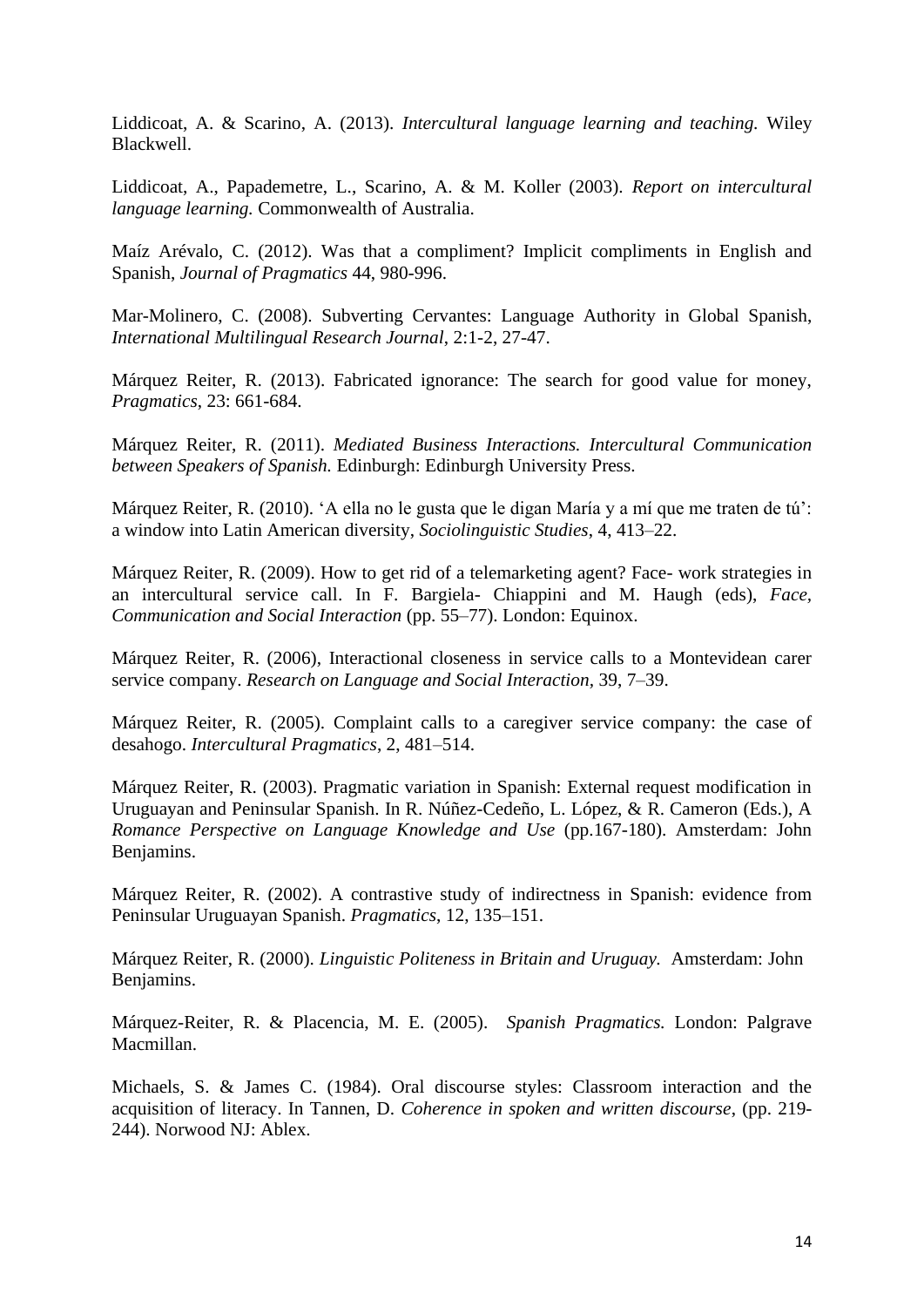Liddicoat, A. & Scarino, A. (2013). *Intercultural language learning and teaching.* Wiley Blackwell.

Liddicoat, A., Papademetre, L., Scarino, A. & M. Koller (2003). *Report on intercultural language learning.* Commonwealth of Australia.

Maíz Arévalo, C. (2012). Was that a compliment? Implicit compliments in English and Spanish, *Journal of Pragmatics* 44, 980-996.

Mar-Molinero, C. (2008). Subverting Cervantes: Language Authority in Global Spanish, *International Multilingual Research Journal*, 2:1-2, 27-47.

Márquez Reiter, R. (2013). Fabricated ignorance: The search for good value for money, *Pragmatics*, 23: 661-684.

Márquez Reiter, R. (2011). *Mediated Business Interactions. Intercultural Communication between Speakers of Spanish.* Edinburgh: Edinburgh University Press.

Márquez Reiter, R. (2010). 'A ella no le gusta que le digan María y a mí que me traten de tú': a window into Latin American diversity, *Sociolinguistic Studies*, 4, 413–22.

Márquez Reiter, R. (2009). How to get rid of a telemarketing agent? Face- work strategies in an intercultural service call. In F. Bargiela- Chiappini and M. Haugh (eds), *Face, Communication and Social Interaction* (pp. 55–77). London: Equinox.

Márquez Reiter, R. (2006), Interactional closeness in service calls to a Montevidean carer service company. *Research on Language and Social Interaction,* 39, 7–39.

Márquez Reiter, R. (2005). Complaint calls to a caregiver service company: the case of desahogo. *Intercultural Pragmatics*, 2, 481–514.

Márquez Reiter, R. (2003). Pragmatic variation in Spanish: External request modification in Uruguayan and Peninsular Spanish. In R. Núñez-Cedeño, L. López, & R. Cameron (Eds.), A *Romance Perspective on Language Knowledge and Use* (pp.167-180). Amsterdam: John Benjamins.

Márquez Reiter, R. (2002). A contrastive study of indirectness in Spanish: evidence from Peninsular Uruguayan Spanish. *Pragmatics*, 12, 135–151.

Márquez Reiter, R. (2000). *Linguistic Politeness in Britain and Uruguay.* Amsterdam: John Benjamins.

Márquez-Reiter, R. & Placencia, M. E. (2005). *Spanish Pragmatics.* London: Palgrave Macmillan.

Michaels, S. & James C. (1984). Oral discourse styles: Classroom interaction and the acquisition of literacy. In Tannen, D. *Coherence in spoken and written discourse*, (pp. 219-244). Norwood NJ: Ablex.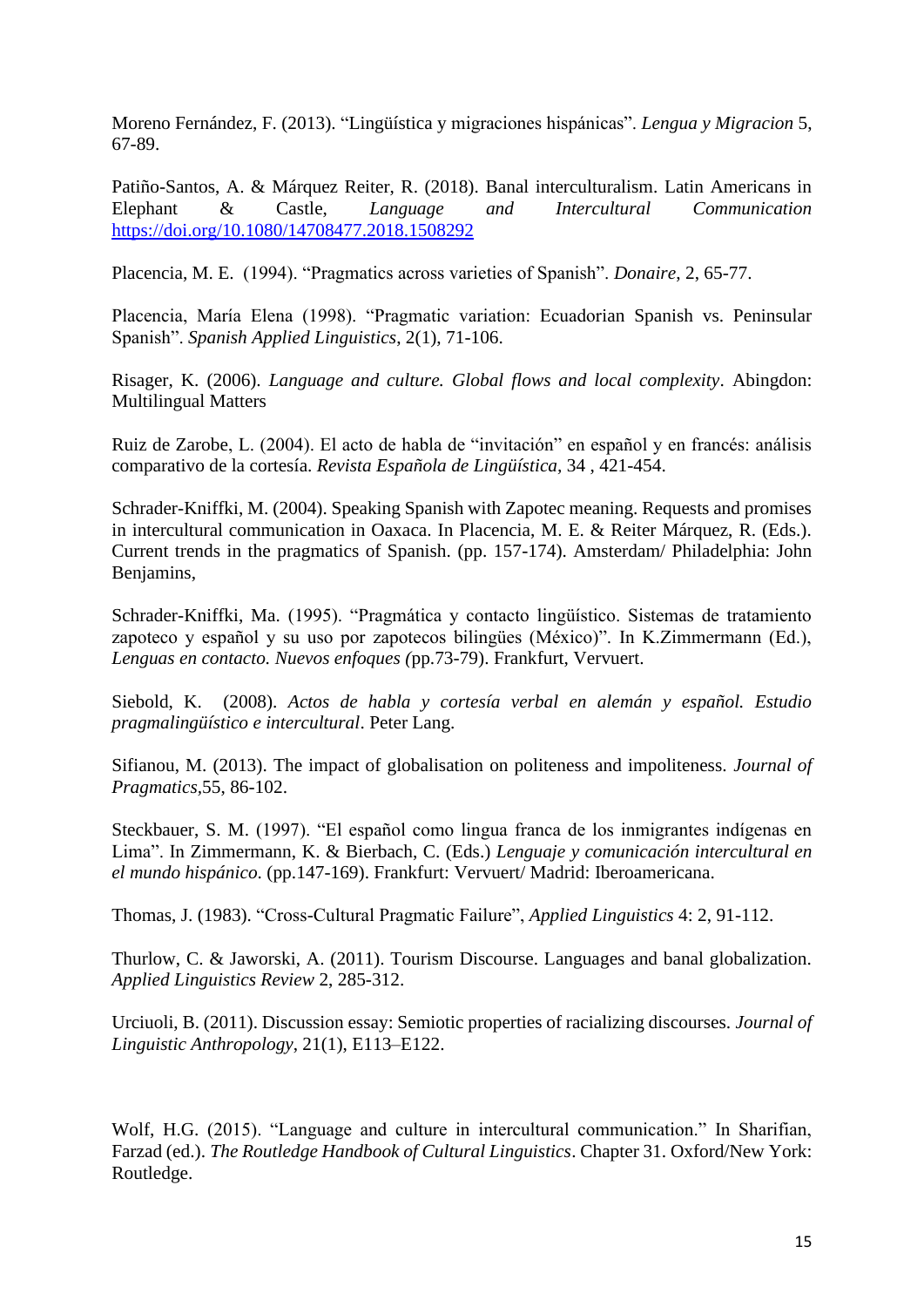Moreno Fernández, F. (2013). “Lingüística y migraciones hispánicas”. *Lengua y Migracion* 5, 67-89.

Patiño-Santos, A. & Márquez Reiter, R. (2018). Banal interculturalism. Latin Americans in Elephant & Castle, *Language and Intercultural Communication* https://doi.org/10.1080/14708477.2018.1508292

Placencia, M. E. (1994). “Pragmatics across varieties of Spanish”. *Donaire*, 2, 65-77.

Placencia, María Elena (1998). “Pragmatic variation: Ecuadorian Spanish vs. Peninsular Spanish”. *Spanish Applied Linguistics*, 2(1), 71-106.

Risager, K. (2006). *Language and culture. Global flows and local complexity*. Abingdon: Multilingual Matters

Ruiz de Zarobe, L. (2004). El acto de habla de “invitación” en español y en francés: análisis comparativo de la cortesía. *Revista Española de Lingüística*, 34 , 421-454.

Schrader-Kniffki, M. (2004). Speaking Spanish with Zapotec meaning. Requests and promises in intercultural communication in Oaxaca. In Placencia, M. E. & Reiter Márquez, R. (Eds.). Current trends in the pragmatics of Spanish. (pp. 157-174). Amsterdam/ Philadelphia: John Benjamins,

Schrader-Kniffki, Ma. (1995). “Pragmática y contacto lingüístico. Sistemas de tratamiento zapoteco y español y su uso por zapotecos bilingües (México)”. In K.Zimmermann (Ed.), *Lenguas en contacto. Nuevos enfoques (*pp.73-79). Frankfurt, Vervuert.

Siebold, K. (2008). *Actos de habla y cortesía verbal en alemán y español. Estudio pragmalingüístico e intercultural*. Peter Lang.

Sifianou, M. (2013). The impact of globalisation on politeness and impoliteness. *Journal of Pragmatics*,55, 86-102.

Steckbauer, S. M. (1997). “El español como lingua franca de los inmigrantes indígenas en Lima”. In Zimmermann, K. & Bierbach, C. (Eds.) *Lenguaje y comunicación intercultural en el mundo hispánico*. (pp.147-169). Frankfurt: Vervuert/ Madrid: Iberoamericana.

Thomas, J. (1983). “Cross-Cultural Pragmatic Failure”, *Applied Linguistics* 4: 2, 91-112.

Thurlow, C. & Jaworski, A. (2011). Tourism Discourse. Languages and banal globalization. *Applied Linguistics Review* 2, 285-312.

Urciuoli, B. (2011). Discussion essay: Semiotic properties of racializing discourses. *Journal of Linguistic Anthropology*, 21(1), E113–E122.

Wolf, H.G. (2015). “Language and culture in intercultural communication.” In Sharifian, Farzad (ed.). *The Routledge Handbook of Cultural Linguistics*. Chapter 31. Oxford/New York: Routledge.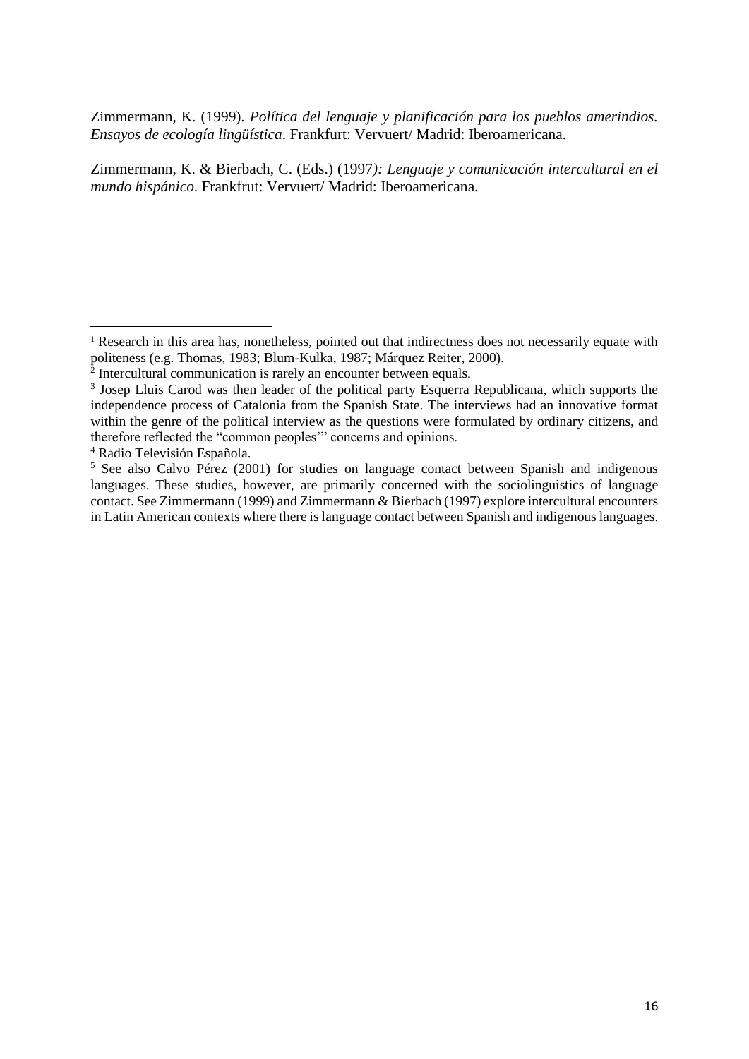Zimmermann, K. (1999). *Política del lenguaje y planificación para los pueblos amerindios. Ensayos de ecología lingüística*. Frankfurt: Vervuert/ Madrid: Iberoamericana.

Zimmermann, K. & Bierbach, C. (Eds.) (1997*): Lenguaje y comunicación intercultural en el mundo hispánico*. Frankfrut: Vervuert/ Madrid: Iberoamericana.

---

[1] Research in this area has, nonetheless, pointed out that indirectness does not necessarily equate with politeness (e.g. Thomas, 1983; Blum-Kulka, 1987; Márquez Reiter, 2000).

[2] Intercultural communication is rarely an encounter between equals.

[3] Josep Lluis Carod was then leader of the political party Esquerra Republicana, which supports the independence process of Catalonia from the Spanish State. The interviews had an innovative format within the genre of the political interview as the questions were formulated by ordinary citizens, and therefore reflected the "common peoples'" concerns and opinions.

[4] Radio Televisión Española.

[5] See also Calvo Pérez (2001) for studies on language contact between Spanish and indigenous languages. These studies, however, are primarily concerned with the sociolinguistics of language contact. See Zimmermann (1999) and Zimmermann & Bierbach (1997) explore intercultural encounters in Latin American contexts where there is language contact between Spanish and indigenous languages.